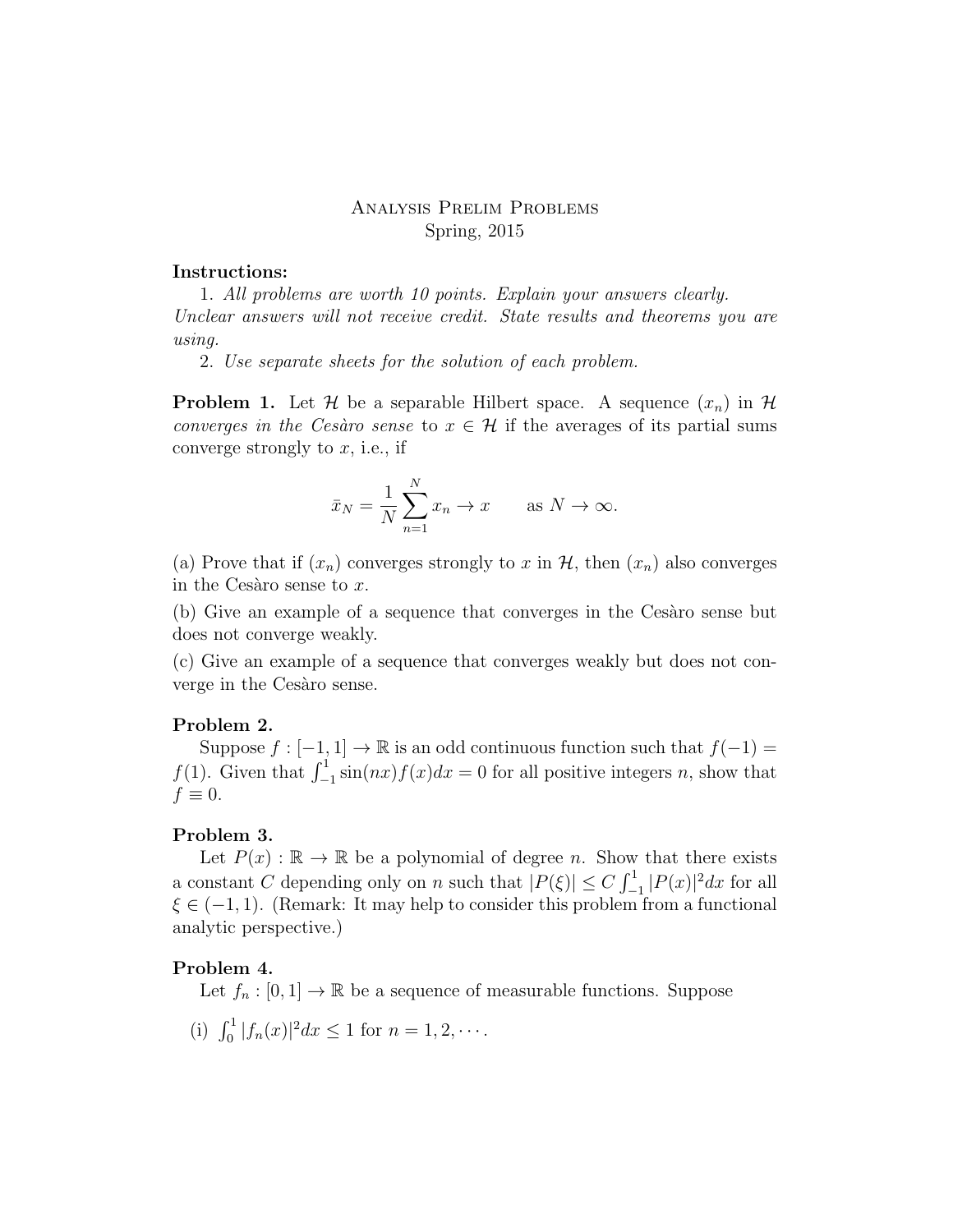# Analysis Prelim Problems

Spring, 2015

**Instructions:**

1. *All problems are worth 10 points. Explain your answers clearly. Unclear answers will not receive credit. State results and theorems you are using.*
2. *Use separate sheets for the solution of each problem.*

**Problem 1.** Let $\mathcal{H}$ be a separable Hilbert space. A sequence $(x_n)$ in $\mathcal{H}$ *converges in the Cesàro sense* to $x \in \mathcal{H}$ if the averages of its partial sums converge strongly to $x$, i.e., if

$$\bar{x}_N = \frac{1}{N}\sum_{n=1}^{N} x_n \to x \qquad \text{as } N \to \infty.$$

(a) Prove that if $(x_n)$ converges strongly to $x$ in $\mathcal{H}$, then $(x_n)$ also converges in the Cesàro sense to $x$.

(b) Give an example of a sequence that converges in the Cesàro sense but does not converge weakly.

(c) Give an example of a sequence that converges weakly but does not converge in the Cesàro sense.

**Problem 2.**

Suppose $f : [-1, 1] \to \mathbb{R}$ is an odd continuous function such that $f(-1) = f(1)$. Given that $\int_{-1}^{1} \sin(nx) f(x) dx = 0$ for all positive integers $n$, show that $f \equiv 0$.

**Problem 3.**

Let $P(x) : \mathbb{R} \to \mathbb{R}$ be a polynomial of degree $n$. Show that there exists a constant $C$ depending only on $n$ such that $|P(\xi)| \leq C \int_{-1}^{1} |P(x)|^2 dx$ for all $\xi \in (-1, 1)$. (Remark: It may help to consider this problem from a functional analytic perspective.)

**Problem 4.**

Let $f_n : [0, 1] \to \mathbb{R}$ be a sequence of measurable functions. Suppose

(i) $\int_0^1 |f_n(x)|^2 dx \leq 1$ for $n = 1, 2, \cdots$.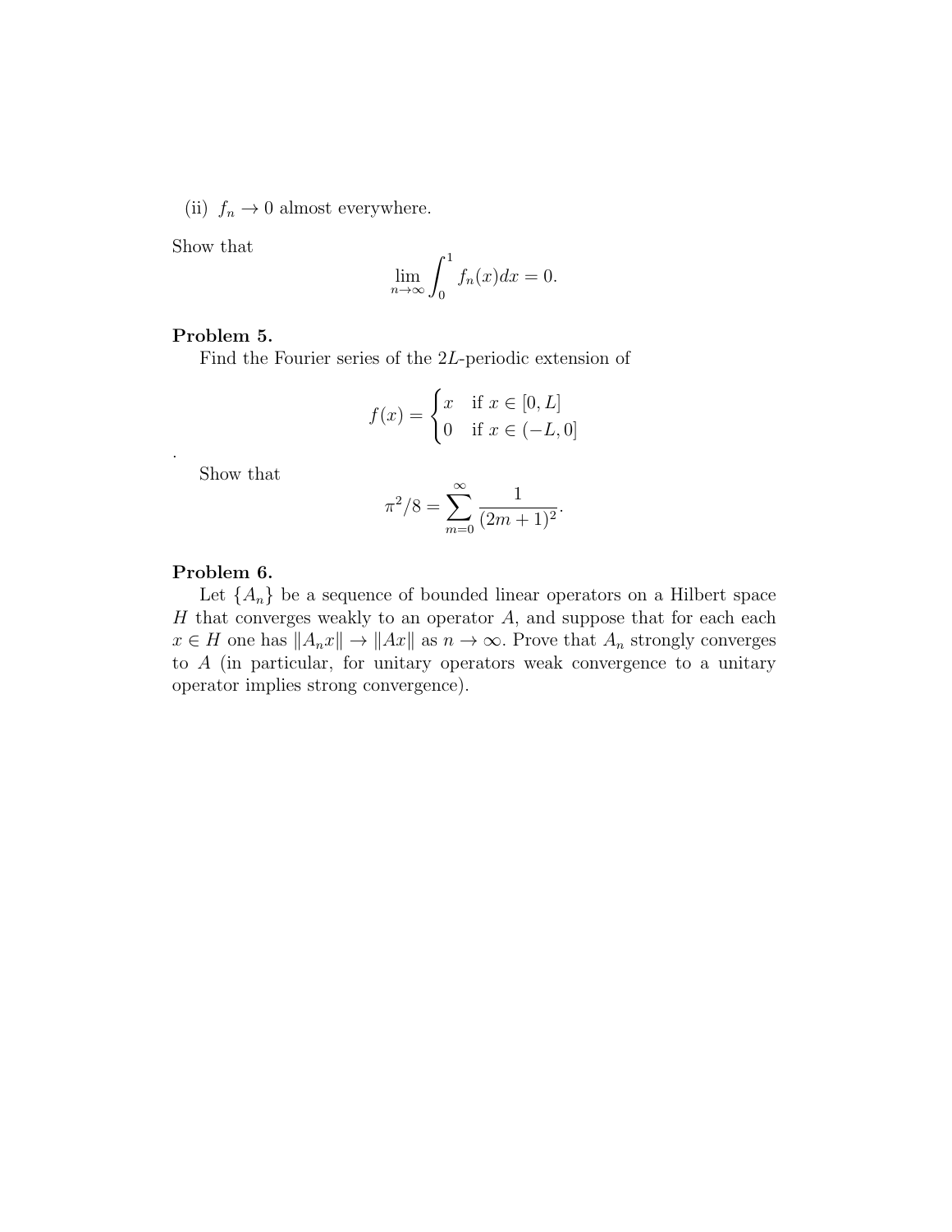(ii) $f_n \to 0$ almost everywhere.

Show that

$$\lim_{n\to\infty} \int_0^1 f_n(x)dx = 0.$$

**Problem 5.**

Find the Fourier series of the $2L$-periodic extension of

$$f(x) = \begin{cases} x & \text{if } x \in [0, L] \\ 0 & \text{if } x \in (-L, 0] \end{cases}$$

.

Show that

$$\pi^2/8 = \sum_{m=0}^{\infty} \frac{1}{(2m+1)^2}.$$

**Problem 6.**

Let $\{A_n\}$ be a sequence of bounded linear operators on a Hilbert space $H$ that converges weakly to an operator $A$, and suppose that for each each $x \in H$ one has $\|A_n x\| \to \|Ax\|$ as $n \to \infty$. Prove that $A_n$ strongly converges to $A$ (in particular, for unitary operators weak convergence to a unitary operator implies strong convergence).